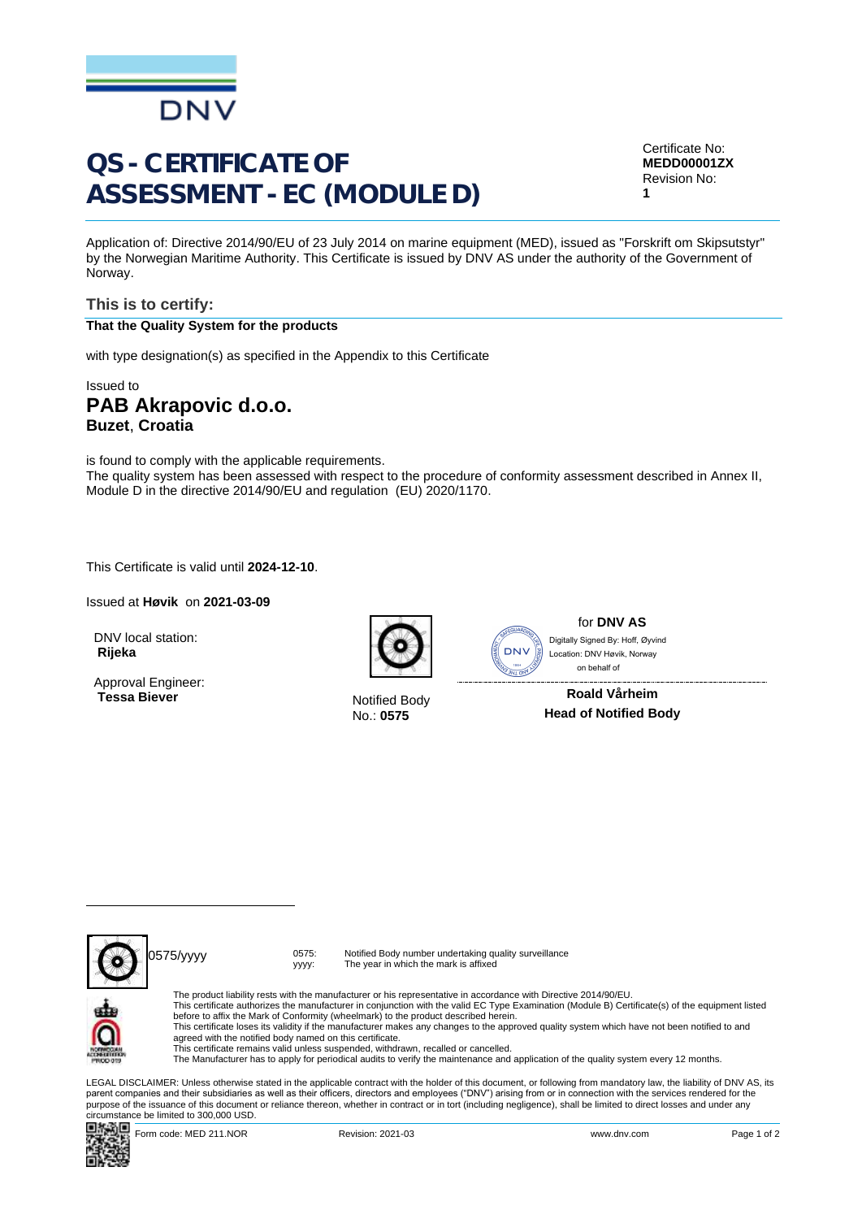# QS - CERTIFICATE OF ASSESSMENT - EC (MODULE D)

Certificate No:
**MEDD00001ZX**
Revision No:
**1**

Application of: Directive 2014/90/EU of 23 July 2014 on marine equipment (MED), issued as "Forskrift om Skipsutstyr" by the Norwegian Maritime Authority. This Certificate is issued by DNV AS under the authority of the Government of Norway.

## This is to certify:

**That the Quality System for the products**

with type designation(s) as specified in the Appendix to this Certificate

Issued to

## PAB Akrapovic d.o.o.

**Buzet**, **Croatia**

is found to comply with the applicable requirements.
The quality system has been assessed with respect to the procedure of conformity assessment described in Annex II, Module D in the directive 2014/90/EU and regulation (EU) 2020/1170.

This Certificate is valid until **2024-12-10**.

Issued at **Høvik** on **2021-03-09**

DNV local station:
**Rijeka**

Approval Engineer:
**Tessa Biever**

Notified Body
No.: **0575**

for **DNV AS**

Digitally Signed By: Hoff, Øyvind
Location: DNV Høvik, Norway
on behalf of

**Roald Vårheim**
**Head of Notified Body**

0575/yyyy

0575: Notified Body number undertaking quality surveillance
yyyy: The year in which the mark is affixed

The product liability rests with the manufacturer or his representative in accordance with Directive 2014/90/EU.
This certificate authorizes the manufacturer in conjunction with the valid EC Type Examination (Module B) Certificate(s) of the equipment listed before to affix the Mark of Conformity (wheelmark) to the product described herein.
This certificate loses its validity if the manufacturer makes any changes to the approved quality system which have not been notified to and agreed with the notified body named on this certificate.
This certificate remains valid unless suspended, withdrawn, recalled or cancelled.
The Manufacturer has to apply for periodical audits to verify the maintenance and application of the quality system every 12 months.

LEGAL DISCLAIMER: Unless otherwise stated in the applicable contract with the holder of this document, or following from mandatory law, the liability of DNV AS, its parent companies and their subsidiaries as well as their officers, directors and employees ("DNV") arising from or in connection with the services rendered for the purpose of the issuance of this document or reliance thereon, whether in contract or in tort (including negligence), shall be limited to direct losses and under any circumstance be limited to 300,000 USD.

Form code: MED 211.NOR | Revision: 2021-03 | www.dnv.com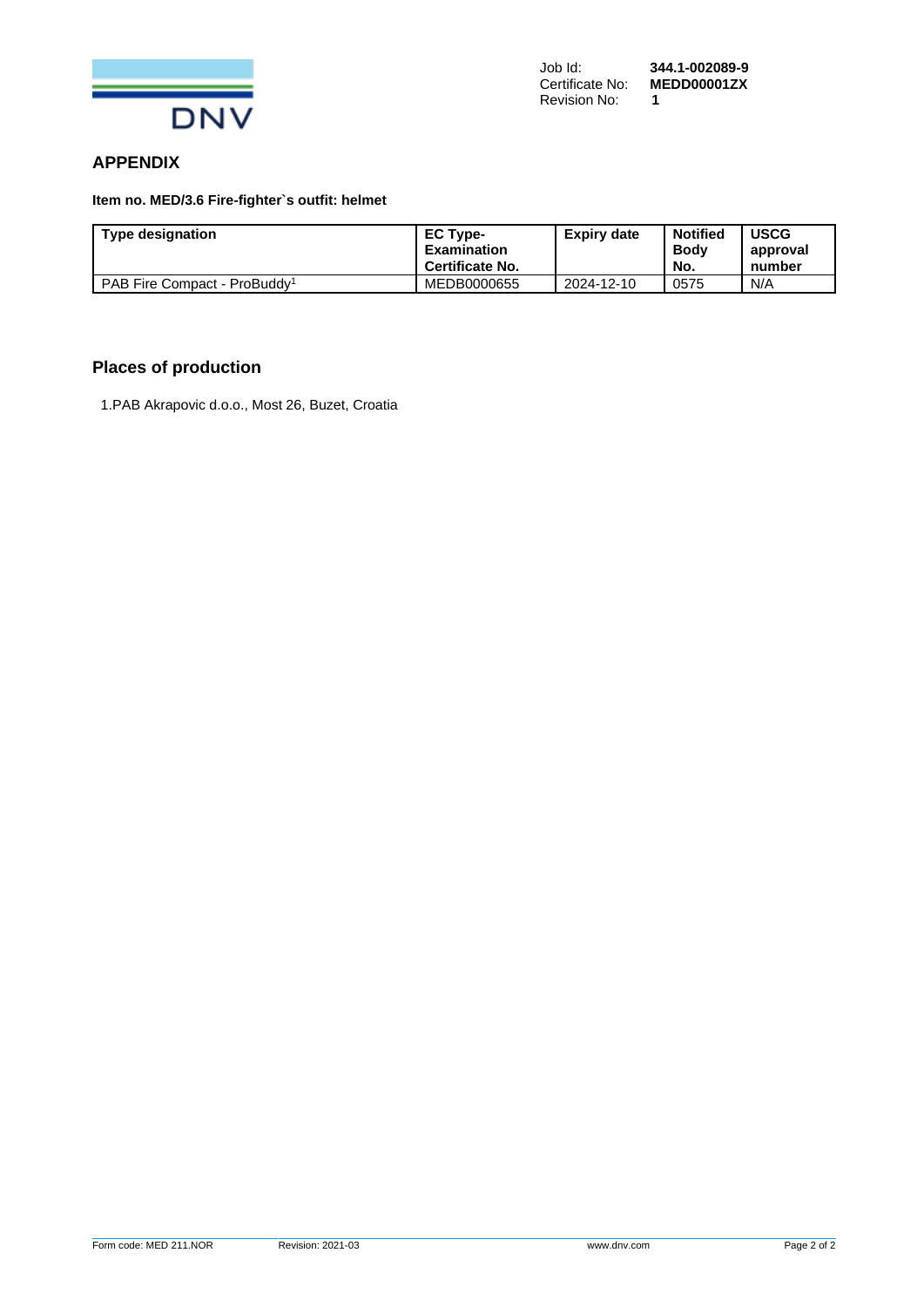Job Id: **344.1-002089-9**
Certificate No: **MEDD00001ZX**
Revision No: **1**

## APPENDIX

**Item no. MED/3.6 Fire-fighter`s outfit: helmet**

| Type designation | EC Type-Examination Certificate No. | Expiry date | Notified Body No. | USCG approval number |
|---|---|---|---|---|
| PAB Fire Compact - ProBuddy[1] | MEDB0000655 | 2024-12-10 | 0575 | N/A |

## Places of production

1. PAB Akrapovic d.o.o., Most 26, Buzet, Croatia